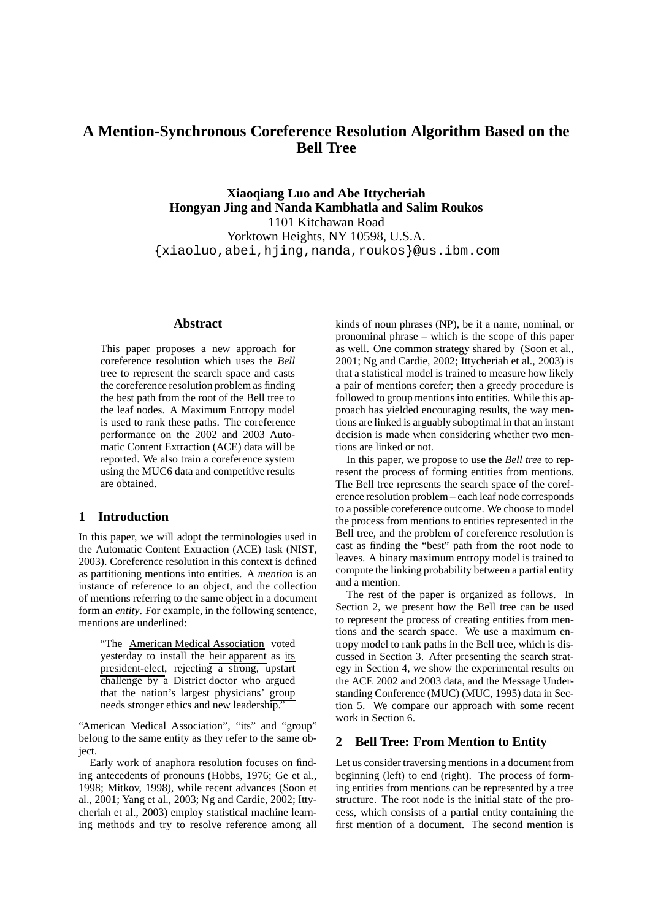# A Mention-Synchronous Coreference Resolution Algorithm Based on the Bell Tree

**Xiaoqiang Luo and Abe Ittycheriah**
**Hongyan Jing and Nanda Kambhatla and Salim Roukos**
1101 Kitchawan Road
Yorktown Heights, NY 10598, U.S.A.
{xiaoluo,abei,hjing,nanda,roukos}@us.ibm.com

### Abstract

This paper proposes a new approach for coreference resolution which uses the *Bell* tree to represent the search space and casts the coreference resolution problem as finding the best path from the root of the Bell tree to the leaf nodes. A Maximum Entropy model is used to rank these paths. The coreference performance on the 2002 and 2003 Automatic Content Extraction (ACE) data will be reported. We also train a coreference system using the MUC6 data and competitive results are obtained.

## 1 Introduction

In this paper, we will adopt the terminologies used in the Automatic Content Extraction (ACE) task (NIST, 2003). Coreference resolution in this context is defined as partitioning mentions into entities. A *mention* is an instance of reference to an object, and the collection of mentions referring to the same object in a document form an *entity*. For example, in the following sentence, mentions are underlined:

> "The American Medical Association voted yesterday to install the heir apparent as its president-elect, rejecting a strong, upstart challenge by a District doctor who argued that the nation's largest physicians' group needs stronger ethics and new leadership."

"American Medical Association", "its" and "group" belong to the same entity as they refer to the same object.

Early work of anaphora resolution focuses on finding antecedents of pronouns (Hobbs, 1976; Ge et al., 1998; Mitkov, 1998), while recent advances (Soon et al., 2001; Yang et al., 2003; Ng and Cardie, 2002; Ittycheriah et al., 2003) employ statistical machine learning methods and try to resolve reference among all kinds of noun phrases (NP), be it a name, nominal, or pronominal phrase – which is the scope of this paper as well. One common strategy shared by (Soon et al., 2001; Ng and Cardie, 2002; Ittycheriah et al., 2003) is that a statistical model is trained to measure how likely a pair of mentions corefer; then a greedy procedure is followed to group mentions into entities. While this approach has yielded encouraging results, the way mentions are linked is arguably suboptimal in that an instant decision is made when considering whether two mentions are linked or not.

In this paper, we propose to use the *Bell tree* to represent the process of forming entities from mentions. The Bell tree represents the search space of the coreference resolution problem – each leaf node corresponds to a possible coreference outcome. We choose to model the process from mentions to entities represented in the Bell tree, and the problem of coreference resolution is cast as finding the "best" path from the root node to leaves. A binary maximum entropy model is trained to compute the linking probability between a partial entity and a mention.

The rest of the paper is organized as follows. In Section 2, we present how the Bell tree can be used to represent the process of creating entities from mentions and the search space. We use a maximum entropy model to rank paths in the Bell tree, which is discussed in Section 3. After presenting the search strategy in Section 4, we show the experimental results on the ACE 2002 and 2003 data, and the Message Understanding Conference (MUC) (MUC, 1995) data in Section 5. We compare our approach with some recent work in Section 6.

## 2 Bell Tree: From Mention to Entity

Let us consider traversing mentions in a document from beginning (left) to end (right). The process of forming entities from mentions can be represented by a tree structure. The root node is the initial state of the process, which consists of a partial entity containing the first mention of a document. The second mention is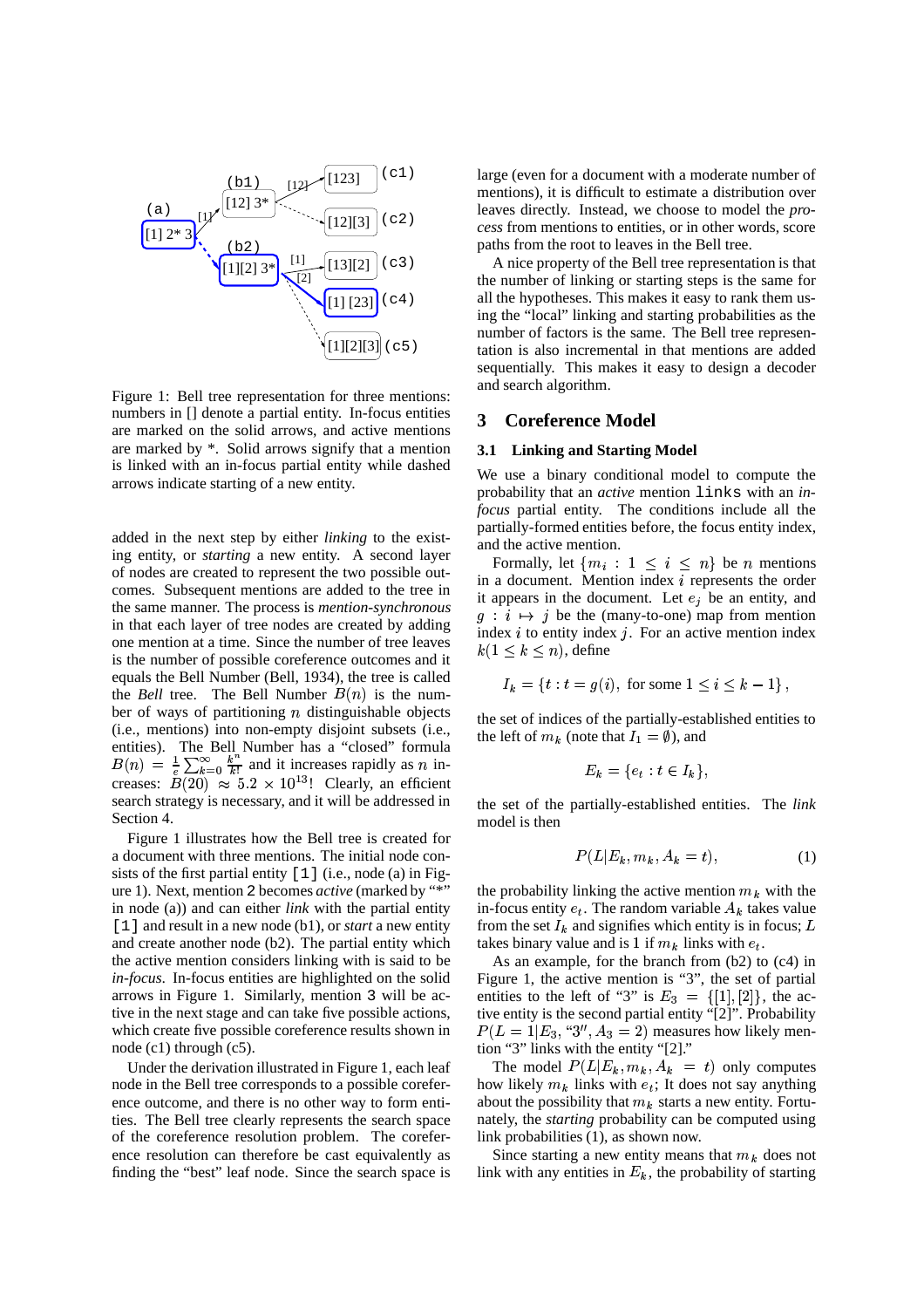Figure 1: Bell tree representation for three mentions: numbers in [] denote a partial entity. In-focus entities are marked on the solid arrows, and active mentions are marked by *. Solid arrows signify that a mention is linked with an in-focus partial entity while dashed arrows indicate starting of a new entity.

added in the next step by either *linking* to the existing entity, or *starting* a new entity. A second layer of nodes are created to represent the two possible outcomes. Subsequent mentions are added to the tree in the same manner. The process is *mention-synchronous* in that each layer of tree nodes are created by adding one mention at a time. Since the number of tree leaves is the number of possible coreference outcomes and it equals the Bell Number (Bell, 1934), the tree is called the *Bell* tree. The Bell Number $B(n)$ is the number of ways of partitioning $n$ distinguishable objects (i.e., mentions) into non-empty disjoint subsets (i.e., entities). The Bell Number has a "closed" formula $B(n) = \frac{1}{e}\sum_{k=0}^{\infty}\frac{k^n}{k!}$ and it increases rapidly as $n$ increases: $B(20) \approx 5.2 \times 10^{13}$! Clearly, an efficient search strategy is necessary, and it will be addressed in Section 4.

Figure 1 illustrates how the Bell tree is created for a document with three mentions. The initial node consists of the first partial entity `[1]` (i.e., node (a) in Figure 1). Next, mention `2` becomes *active* (marked by "*" in node (a)) and can either *link* with the partial entity `[1]` and result in a new node (b1), or *start* a new entity and create another node (b2). The partial entity which the active mention considers linking with is said to be *in-focus*. In-focus entities are highlighted on the solid arrows in Figure 1. Similarly, mention `3` will be active in the next stage and can take five possible actions, which create five possible coreference results shown in node (c1) through (c5).

Under the derivation illustrated in Figure 1, each leaf node in the Bell tree corresponds to a possible coreference outcome, and there is no other way to form entities. The Bell tree clearly represents the search space of the coreference resolution problem. The coreference resolution can therefore be cast equivalently as finding the "best" leaf node. Since the search space is large (even for a document with a moderate number of mentions), it is difficult to estimate a distribution over leaves directly. Instead, we choose to model the *process* from mentions to entities, or in other words, score paths from the root to leaves in the Bell tree.

A nice property of the Bell tree representation is that the number of linking or starting steps is the same for all the hypotheses. This makes it easy to rank them using the "local" linking and starting probabilities as the number of factors is the same. The Bell tree representation is also incremental in that mentions are added sequentially. This makes it easy to design a decoder and search algorithm.

## 3 Coreference Model

### 3.1 Linking and Starting Model

We use a binary conditional model to compute the probability that an *active* mention `links` with an *in-focus* partial entity. The conditions include all the partially-formed entities before, the focus entity index, and the active mention.

Formally, let $\{m_i : 1 \le i \le n\}$ be $n$ mentions in a document. Mention index $i$ represents the order it appears in the document. Let $e_j$ be an entity, and $g : i \mapsto j$ be the (many-to-one) map from mention index $i$ to entity index $j$. For an active mention index $k (1 \le k \le n)$, define

$$I_k = \{t : t = g(i), \text{ for some } 1 \le i \le k-1\},$$

the set of indices of the partially-established entities to the left of $m_k$ (note that $I_1 = \emptyset$), and

$$E_k = \{e_t : t \in I_k\},$$

the set of the partially-established entities. The *link* model is then

$$P(L|E_k, m_k, A_k = t), \tag{1}$$

the probability linking the active mention $m_k$ with the in-focus entity $e_t$. The random variable $A_k$ takes value from the set $I_k$ and signifies which entity is in focus; $L$ takes binary value and is 1 if $m_k$ links with $e_t$.

As an example, for the branch from (b2) to (c4) in Figure 1, the active mention is "3", the set of partial entities to the left of "3" is $E_3 = \{[1], [2]\}$, the active entity is the second partial entity "[2]". Probability $P(L = 1|E_3, \text{"3"}, A_3 = 2)$ measures how likely mention "3" links with the entity "[2]."

The model $P(L|E_k, m_k, A_k = t)$ only computes how likely $m_k$ links with $e_t$; It does not say anything about the possibility that $m_k$ starts a new entity. Fortunately, the *starting* probability can be computed using link probabilities (1), as shown now.

Since starting a new entity means that $m_k$ does not link with any entities in $E_k$, the probability of starting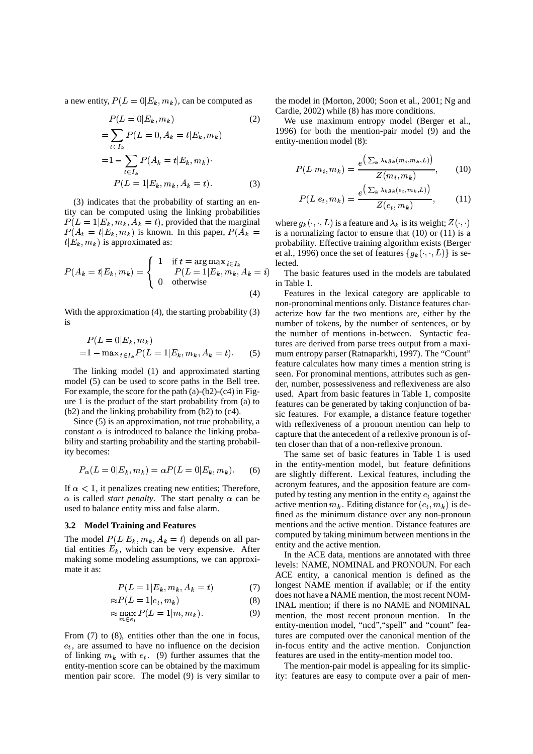a new entity, $P(L = 0|E_k, m_k)$, can be computed as

$$
\begin{aligned}
& P(L = 0|E_k, m_k) \qquad (2) \\
=& \sum_{t \in I_k} P(L = 0, A_k = t|E_k, m_k) \\
=& 1 - \sum_{t \in I_k} P(A_k = t|E_k, m_k) \cdot \\
& \quad P(L = 1|E_k, m_k, A_k = t). \qquad (3)
\end{aligned}
$$

(3) indicates that the probability of starting an entity can be computed using the linking probabilities $P(L = 1|E_k, m_k, A_k = t)$, provided that the marginal $P(A_k = t|E_k, m_k)$ is known. In this paper, $P(A_k = t|E_k, m_k)$ is approximated as:

$$
P(A_k = t|E_k, m_k) = \begin{cases} 1 & \text{if } t = \arg\max_{i \in I_k} \\ & \quad P(L = 1|E_k, m_k, A_k = i) \\ 0 & \text{otherwise} \end{cases} \qquad (4)
$$

With the approximation (4), the starting probability (3) is

$$
\begin{aligned}
& P(L = 0|E_k, m_k) \\
=& 1 - \max_{t \in I_k} P(L = 1|E_k, m_k, A_k = t). \qquad (5)
\end{aligned}
$$

The linking model (1) and approximated starting model (5) can be used to score paths in the Bell tree. For example, the score for the path (a)-(b2)-(c4) in Figure 1 is the product of the start probability from (a) to (b2) and the linking probability from (b2) to (c4).

Since (5) is an approximation, not true probability, a constant $\alpha$ is introduced to balance the linking probability and starting probability and the starting probability becomes:

$$
P_\alpha(L = 0|E_k, m_k) = \alpha P(L = 0|E_k, m_k). \qquad (6)
$$

If $\alpha < 1$, it penalizes creating new entities; Therefore, $\alpha$ is called *start penalty*. The start penalty $\alpha$ can be used to balance entity miss and false alarm.

### 3.2 Model Training and Features

The model $P(L|E_k, m_k, A_k = t)$ depends on all partial entities $E_k$, which can be very expensive. After making some modeling assumptions, we can approximate it as:

$$
\begin{aligned}
& P(L = 1|E_k, m_k, A_k = t) \qquad (7) \\
\approx & P(L = 1|e_t, m_k) \qquad (8) \\
\approx & \max_{m \in e_t} P(L = 1|m, m_k). \qquad (9)
\end{aligned}
$$

From (7) to (8), entities other than the one in focus, $e_t$, are assumed to have no influence on the decision of linking $m_k$ with $e_t$. (9) further assumes that the entity-mention score can be obtained by the maximum mention pair score. The model (9) is very similar to the model in (Morton, 2000; Soon et al., 2001; Ng and Cardie, 2002) while (8) has more conditions.

We use maximum entropy model (Berger et al., 1996) for both the mention-pair model (9) and the entity-mention model (8):

$$
P(L|m_i, m_k) = \frac{e^{\left(\sum_k \lambda_k g_k(m_i, m_k, L)\right)}}{Z(m_i, m_k)}, \qquad (10)
$$

$$
P(L|e_t, m_k) = \frac{e^{\left(\sum_k \lambda_k g_k(e_t, m_k, L)\right)}}{Z(e_t, m_k)}, \qquad (11)
$$

where $g_k(\cdot, \cdot, L)$ is a feature and $\lambda_k$ is its weight; $Z(\cdot, \cdot)$ is a normalizing factor to ensure that (10) or (11) is a probability. Effective training algorithm exists (Berger et al., 1996) once the set of features $\{g_k(\cdot, \cdot, L)\}$ is selected.

The basic features used in the models are tabulated in Table 1.

Features in the lexical category are applicable to non-pronominal mentions only. Distance features characterize how far the two mentions are, either by the number of tokens, by the number of sentences, or by the number of mentions in-between. Syntactic features are derived from parse trees output from a maximum entropy parser (Ratnaparkhi, 1997). The "Count" feature calculates how many times a mention string is seen. For pronominal mentions, attributes such as gender, number, possessiveness and reflexiveness are also used. Apart from basic features in Table 1, composite features can be generated by taking conjunction of basic features. For example, a distance feature together with reflexiveness of a pronoun mention can help to capture that the antecedent of a reflexive pronoun is often closer than that of a non-reflexive pronoun.

The same set of basic features in Table 1 is used in the entity-mention model, but feature definitions are slightly different. Lexical features, including the acronym features, and the apposition feature are computed by testing any mention in the entity $e_t$ against the active mention $m_k$. Editing distance for $(e_t, m_k)$ is defined as the minimum distance over any non-pronoun mentions and the active mention. Distance features are computed by taking minimum between mentions in the entity and the active mention.

In the ACE data, mentions are annotated with three levels: NAME, NOMINAL and PRONOUN. For each ACE entity, a canonical mention is defined as the longest NAME mention if available; or if the entity does not have a NAME mention, the most recent NOMINAL mention; if there is no NAME and NOMINAL mention, the most recent pronoun mention. In the entity-mention model, "ncd","spell" and "count" features are computed over the canonical mention of the in-focus entity and the active mention. Conjunction features are used in the entity-mention model too.

The mention-pair model is appealing for its simplicity: features are easy to compute over a pair of men-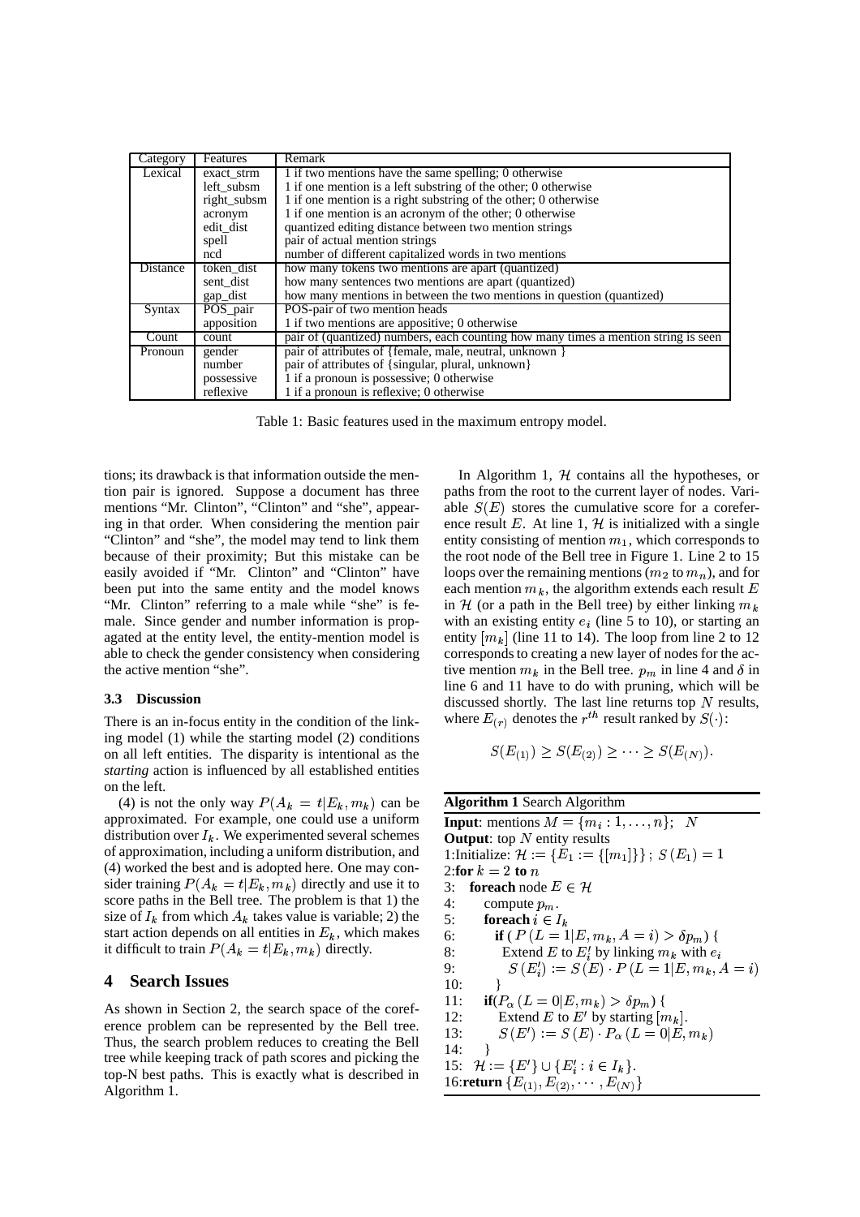| Category | Features | Remark |
| --- | --- | --- |
| Lexical | exact_strm | 1 if two mentions have the same spelling; 0 otherwise |
| | left_subsm | 1 if one mention is a left substring of the other; 0 otherwise |
| | right_subsm | 1 if one mention is a right substring of the other; 0 otherwise |
| | acronym | 1 if one mention is an acronym of the other; 0 otherwise |
| | edit_dist | quantized editing distance between two mention strings |
| | spell | pair of actual mention strings |
| | ncd | number of different capitalized words in two mentions |
| Distance | token_dist | how many tokens two mentions are apart (quantized) |
| | sent_dist | how many sentences two mentions are apart (quantized) |
| | gap_dist | how many mentions in between the two mentions in question (quantized) |
| Syntax | POS_pair | POS-pair of two mention heads |
| | apposition | 1 if two mentions are appositive; 0 otherwise |
| Count | count | pair of (quantized) numbers, each counting how many times a mention string is seen |
| Pronoun | gender | pair of attributes of {female, male, neutral, unknown } |
| | number | pair of attributes of {singular, plural, unknown} |
| | possessive | 1 if a pronoun is possessive; 0 otherwise |
| | reflexive | 1 if a pronoun is reflexive; 0 otherwise |

Table 1: Basic features used in the maximum entropy model.

tions; its drawback is that information outside the mention pair is ignored. Suppose a document has three mentions "Mr. Clinton", "Clinton" and "she", appearing in that order. When considering the mention pair "Clinton" and "she", the model may tend to link them because of their proximity; But this mistake can be easily avoided if "Mr. Clinton" and "Clinton" have been put into the same entity and the model knows "Mr. Clinton" referring to a male while "she" is female. Since gender and number information is propagated at the entity level, the entity-mention model is able to check the gender consistency when considering the active mention "she".

### 3.3 Discussion

There is an in-focus entity in the condition of the linking model (1) while the starting model (2) conditions on all left entities. The disparity is intentional as the *starting* action is influenced by all established entities on the left.

(4) is not the only way $P(A_k = t|E_k, m_k)$ can be approximated. For example, one could use a uniform distribution over $I_k$. We experimented several schemes of approximation, including a uniform distribution, and (4) worked the best and is adopted here. One may consider training $P(A_k = t|E_k, m_k)$ directly and use it to score paths in the Bell tree. The problem is that 1) the size of $I_k$ from which $A_k$ takes value is variable; 2) the start action depends on all entities in $E_k$, which makes it difficult to train $P(A_k = t|E_k, m_k)$ directly.

## 4 Search Issues

As shown in Section 2, the search space of the coreference problem can be represented by the Bell tree. Thus, the search problem reduces to creating the Bell tree while keeping track of path scores and picking the top-N best paths. This is exactly what is described in Algorithm 1.

In Algorithm 1, $\mathcal{H}$ contains all the hypotheses, or paths from the root to the current layer of nodes. Variable $S(E)$ stores the cumulative score for a coreference result $E$. At line 1, $\mathcal{H}$ is initialized with a single entity consisting of mention $m_1$, which corresponds to the root node of the Bell tree in Figure 1. Line 2 to 15 loops over the remaining mentions ($m_2$ to $m_n$), and for each mention $m_k$, the algorithm extends each result $E$ in $\mathcal{H}$ (or a path in the Bell tree) by either linking $m_k$ with an existing entity $e_i$ (line 5 to 10), or starting an entity $[m_k]$ (line 11 to 14). The loop from line 2 to 12 corresponds to creating a new layer of nodes for the active mention $m_k$ in the Bell tree. $p_m$ in line 4 and $\delta$ in line 6 and 11 have to do with pruning, which will be discussed shortly. The last line returns top $N$ results, where $E_{(r)}$ denotes the $r^{th}$ result ranked by $S(\cdot)$:

$$S(E_{(1)}) \geq S(E_{(2)}) \geq \cdots \geq S(E_{(N)}).$$

**Algorithm 1** Search Algorithm

**Input**: mentions $M = \{m_i : 1, \ldots, n\}$; $N$
**Output**: top $N$ entity results
1:Initialize: $\mathcal{H} := \{E_1 := \{[m_1]\}\}$ ; $S(E_1) = 1$
2:**for** $k = 2$ **to** $n$
3: **foreach** node $E \in \mathcal{H}$
4: compute $p_m$.
5: **foreach** $i \in I_k$
6: **if** ( $P(L = 1|E, m_k, A = i) > \delta p_m$) {
8: Extend $E$ to $E'_i$ by linking $m_k$ with $e_i$
9: $S(E'_i) := S(E) \cdot P(L = 1|E, m_k, A = i)$
10: }
11: **if**($P_\alpha(L = 0|E, m_k) > \delta p_m$) {
12: Extend $E$ to $E'$ by starting $[m_k]$.
13: $S(E') := S(E) \cdot P_\alpha(L = 0|E, m_k)$
14: }
15: $\mathcal{H} := \{E'\} \cup \{E'_i : i \in I_k\}$.
16:**return** $\{E_{(1)}, E_{(2)}, \cdots, E_{(N)}\}$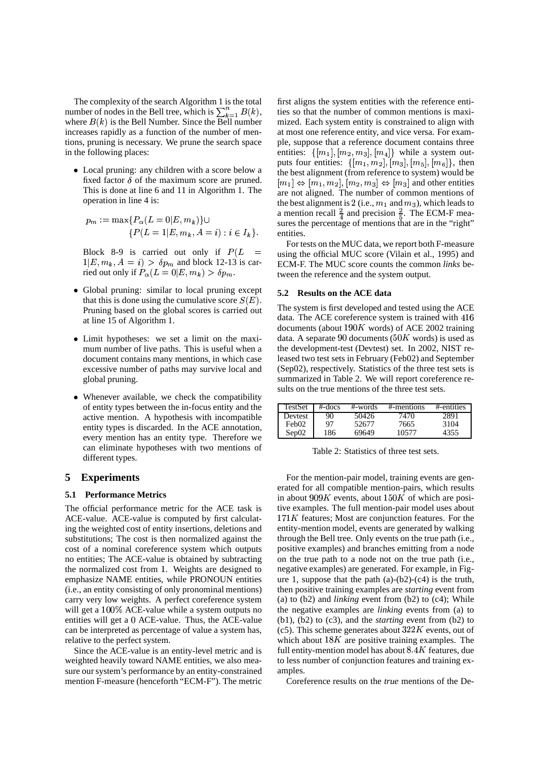The complexity of the search Algorithm 1 is the total number of nodes in the Bell tree, which is $\sum_{k=1}^{n} B(k)$, where $B(k)$ is the Bell Number. Since the Bell number increases rapidly as a function of the number of mentions, pruning is necessary. We prune the search space in the following places:

- Local pruning: any children with a score below a fixed factor $\delta$ of the maximum score are pruned. This is done at line 6 and 11 in Algorithm 1. The operation in line 4 is:

$$p_m := \max\{P_\alpha(L=0|E,m_k)\} \cup \{P(L=1|E,m_k,A=i) : i \in I_k\}.$$

  Block 8-9 is carried out only if $P(L = 1|E,m_k,A=i) > \delta p_m$ and block 12-13 is carried out only if $P_\alpha(L=0|E,m_k) > \delta p_m$.

- Global pruning: similar to local pruning except that this is done using the cumulative score $S(E)$. Pruning based on the global scores is carried out at line 15 of Algorithm 1.

- Limit hypotheses: we set a limit on the maximum number of live paths. This is useful when a document contains many mentions, in which case excessive number of paths may survive local and global pruning.

- Whenever available, we check the compatibility of entity types between the in-focus entity and the active mention. A hypothesis with incompatible entity types is discarded. In the ACE annotation, every mention has an entity type. Therefore we can eliminate hypotheses with two mentions of different types.

# 5 Experiments

## 5.1 Performance Metrics

The official performance metric for the ACE task is ACE-value. ACE-value is computed by first calculating the weighted cost of entity insertions, deletions and substitutions; The cost is then normalized against the cost of a nominal coreference system which outputs no entities; The ACE-value is obtained by subtracting the normalized cost from 1. Weights are designed to emphasize NAME entities, while PRONOUN entities (i.e., an entity consisting of only pronominal mentions) carry very low weights. A perfect coreference system will get a $100\%$ ACE-value while a system outputs no entities will get a $0$ ACE-value. Thus, the ACE-value can be interpreted as percentage of value a system has, relative to the perfect system.

Since the ACE-value is an entity-level metric and is weighted heavily toward NAME entities, we also measure our system's performance by an entity-constrained mention F-measure (henceforth "ECM-F"). The metric first aligns the system entities with the reference entities so that the number of common mentions is maximized. Each system entity is constrained to align with at most one reference entity, and vice versa. For example, suppose that a reference document contains three entities: $\{[m_1], [m_2, m_3], [m_4]\}$ while a system outputs four entities: $\{[m_1, m_2], [m_3], [m_5], [m_6]\}$, then the best alignment (from reference to system) would be $[m_1] \Leftrightarrow [m_1, m_2]$, $[m_2, m_3] \Leftrightarrow [m_3]$ and other entities are not aligned. The number of common mentions of the best alignment is 2 (i.e., $m_1$ and $m_3$), which leads to a mention recall $\frac{2}{4}$ and precision $\frac{2}{5}$. The ECM-F measures the percentage of mentions that are in the "right" entities.

For tests on the MUC data, we report both F-measure using the official MUC score (Vilain et al., 1995) and ECM-F. The MUC score counts the common *links* between the reference and the system output.

## 5.2 Results on the ACE data

The system is first developed and tested using the ACE data. The ACE coreference system is trained with $416$ documents (about $190K$ words) of ACE 2002 training data. A separate $90$ documents ($50K$ words) is used as the development-test (Devtest) set. In 2002, NIST released two test sets in February (Feb02) and September (Sep02), respectively. Statistics of the three test sets is summarized in Table 2. We will report coreference results on the true mentions of the three test sets.

| TestSet | #-docs | #-words | #-mentions | #-entities |
|---|---|---|---|---|
| Devtest | 90 | 50426 | 7470 | 2891 |
| Feb02 | 97 | 52677 | 7665 | 3104 |
| Sep02 | 186 | 69649 | 10577 | 4355 |

Table 2: Statistics of three test sets.

For the mention-pair model, training events are generated for all compatible mention-pairs, which results in about $909K$ events, about $150K$ of which are positive examples. The full mention-pair model uses about $171K$ features; Most are conjunction features. For the entity-mention model, events are generated by walking through the Bell tree. Only events on the true path (i.e., positive examples) and branches emitting from a node on the true path to a node not on the true path (i.e., negative examples) are generated. For example, in Figure 1, suppose that the path (a)-(b2)-(c4) is the truth, then positive training examples are *starting* event from (a) to (b2) and *linking* event from (b2) to (c4); While the negative examples are *linking* events from (a) to (b1), (b2) to (c3), and the *starting* event from (b2) to (c5). This scheme generates about $322K$ events, out of which about $18K$ are positive training examples. The full entity-mention model has about $8.4K$ features, due to less number of conjunction features and training examples.

Coreference results on the *true* mentions of the De-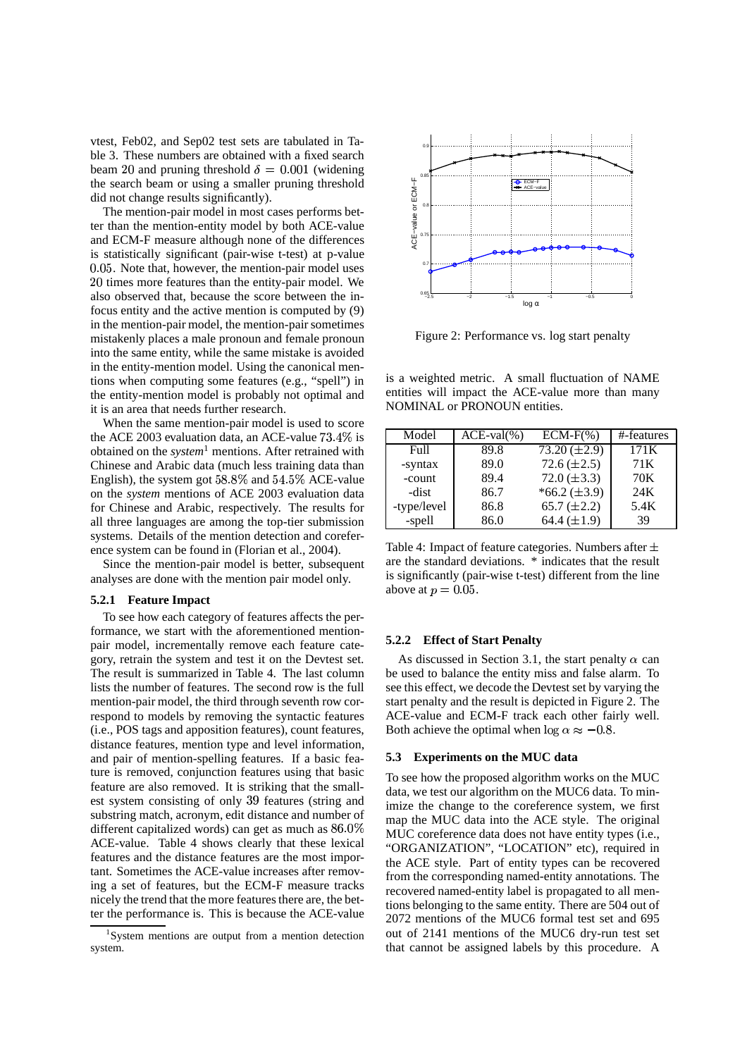vtest, Feb02, and Sep02 test sets are tabulated in Table 3. These numbers are obtained with a fixed search beam 20 and pruning threshold $\delta = 0.001$ (widening the search beam or using a smaller pruning threshold did not change results significantly).

The mention-pair model in most cases performs better than the mention-entity model by both ACE-value and ECM-F measure although none of the differences is statistically significant (pair-wise t-test) at p-value 0.05. Note that, however, the mention-pair model uses 20 times more features than the entity-pair model. We also observed that, because the score between the in-focus entity and the active mention is computed by (9) in the mention-pair model, the mention-pair sometimes mistakenly places a male pronoun and female pronoun into the same entity, while the same mistake is avoided in the entity-mention model. Using the canonical mentions when computing some features (e.g., "spell") in the entity-mention model is probably not optimal and it is an area that needs further research.

When the same mention-pair model is used to score the ACE 2003 evaluation data, an ACE-value 73.4% is obtained on the *system*[1] mentions. After retrained with Chinese and Arabic data (much less training data than English), the system got 58.8% and 54.5% ACE-value on the *system* mentions of ACE 2003 evaluation data for Chinese and Arabic, respectively. The results for all three languages are among the top-tier submission systems. Details of the mention detection and coreference system can be found in (Florian et al., 2004).

Since the mention-pair model is better, subsequent analyses are done with the mention pair model only.

#### 5.2.1 Feature Impact

To see how each category of features affects the performance, we start with the aforementioned mention-pair model, incrementally remove each feature category, retrain the system and test it on the Devtest set. The result is summarized in Table 4. The last column lists the number of features. The second row is the full mention-pair model, the third through seventh row correspond to models by removing the syntactic features (i.e., POS tags and apposition features), count features, distance features, mention type and level information, and pair of mention-spelling features. If a basic feature is removed, conjunction features using that basic feature are also removed. It is striking that the smallest system consisting of only 39 features (string and substring match, acronym, edit distance and number of different capitalized words) can get as much as 86.0% ACE-value. Table 4 shows clearly that these lexical features and the distance features are the most important. Sometimes the ACE-value increases after removing a set of features, but the ECM-F measure tracks nicely the trend that the more features there are, the better the performance is. This is because the ACE-value is a weighted metric. A small fluctuation of NAME entities will impact the ACE-value more than many NOMINAL or PRONOUN entities.

[1] System mentions are output from a mention detection system.

Figure 2: Performance vs. log start penalty

| Model | ACE-val(%) | ECM-F(%) | #-features |
|---|---|---|---|
| Full | 89.8 | 73.20 ($\pm$2.9) | 171K |
| -syntax | 89.0 | 72.6 ($\pm$2.5) | 71K |
| -count | 89.4 | 72.0 ($\pm$3.3) | 70K |
| -dist | 86.7 | *66.2 ($\pm$3.9) | 24K |
| -type/level | 86.8 | 65.7 ($\pm$2.2) | 5.4K |
| -spell | 86.0 | 64.4 ($\pm$1.9) | 39 |

Table 4: Impact of feature categories. Numbers after $\pm$ are the standard deviations. * indicates that the result is significantly (pair-wise t-test) different from the line above at $p = 0.05$.

#### 5.2.2 Effect of Start Penalty

As discussed in Section 3.1, the start penalty $\alpha$ can be used to balance the entity miss and false alarm. To see this effect, we decode the Devtest set by varying the start penalty and the result is depicted in Figure 2. The ACE-value and ECM-F track each other fairly well. Both achieve the optimal when $\log \alpha \approx -0.8$.

### 5.3 Experiments on the MUC data

To see how the proposed algorithm works on the MUC data, we test our algorithm on the MUC6 data. To minimize the change to the coreference system, we first map the MUC data into the ACE style. The original MUC coreference data does not have entity types (i.e., "ORGANIZATION", "LOCATION" etc), required in the ACE style. Part of entity types can be recovered from the corresponding named-entity annotations. The recovered named-entity label is propagated to all mentions belonging to the same entity. There are 504 out of 2072 mentions of the MUC6 formal test set and 695 out of 2141 mentions of the MUC6 dry-run test set that cannot be assigned labels by this procedure. A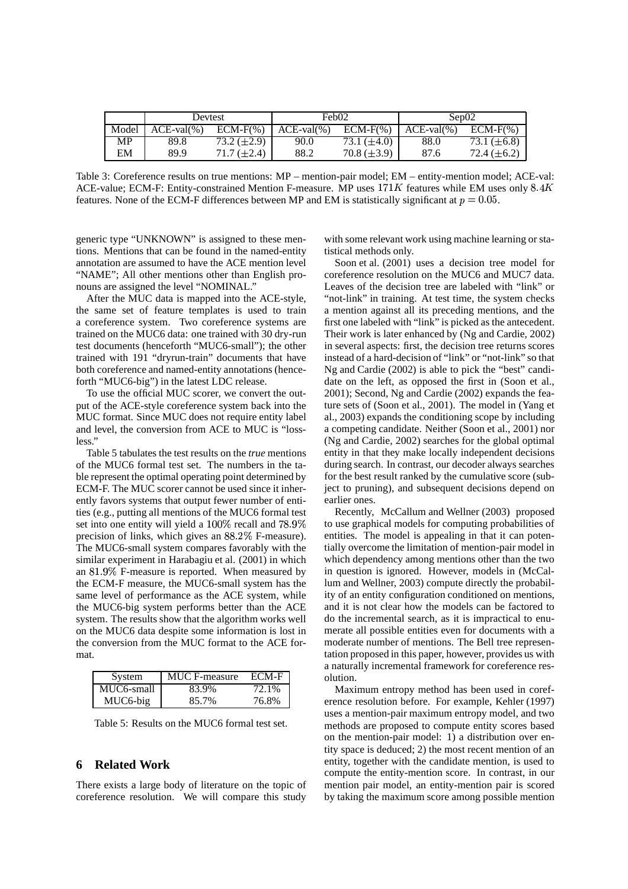| | Devtest | | Feb02 | | Sep02 | |
|---|---|---|---|---|---|---|
| Model | ACE-val(%) | ECM-F(%) | ACE-val(%) | ECM-F(%) | ACE-val(%) | ECM-F(%) |
| MP | 89.8 | 73.2 ($\pm$2.9) | 90.0 | 73.1 ($\pm$4.0) | 88.0 | 73.1 ($\pm$6.8) |
| EM | 89.9 | 71.7 ($\pm$2.4) | 88.2 | 70.8 ($\pm$3.9) | 87.6 | 72.4 ($\pm$6.2) |

Table 3: Coreference results on true mentions: MP – mention-pair model; EM – entity-mention model; ACE-val: ACE-value; ECM-F: Entity-constrained Mention F-measure. MP uses $171K$ features while EM uses only $8.4K$ features. None of the ECM-F differences between MP and EM is statistically significant at $p = 0.05$.

generic type "UNKNOWN" is assigned to these mentions. Mentions that can be found in the named-entity annotation are assumed to have the ACE mention level "NAME"; All other mentions other than English pronouns are assigned the level "NOMINAL."

After the MUC data is mapped into the ACE-style, the same set of feature templates is used to train a coreference system. Two coreference systems are trained on the MUC6 data: one trained with 30 dry-run test documents (henceforth "MUC6-small"); the other trained with 191 "dryrun-train" documents that have both coreference and named-entity annotations (henceforth "MUC6-big") in the latest LDC release.

To use the official MUC scorer, we convert the output of the ACE-style coreference system back into the MUC format. Since MUC does not require entity label and level, the conversion from ACE to MUC is "lossless."

Table 5 tabulates the test results on the *true* mentions of the MUC6 formal test set. The numbers in the table represent the optimal operating point determined by ECM-F. The MUC scorer cannot be used since it inherently favors systems that output fewer number of entities (e.g., putting all mentions of the MUC6 formal test set into one entity will yield a $100\%$ recall and $78.9\%$ precision of links, which gives an $88.2\%$ F-measure). The MUC6-small system compares favorably with the similar experiment in Harabagiu et al. (2001) in which an $81.9\%$ F-measure is reported. When measured by the ECM-F measure, the MUC6-small system has the same level of performance as the ACE system, while the MUC6-big system performs better than the ACE system. The results show that the algorithm works well on the MUC6 data despite some information is lost in the conversion from the MUC format to the ACE format.

| System | MUC F-measure | ECM-F |
|---|---|---|
| MUC6-small | 83.9% | 72.1% |
| MUC6-big | 85.7% | 76.8% |

Table 5: Results on the MUC6 formal test set.

## 6 Related Work

There exists a large body of literature on the topic of coreference resolution. We will compare this study with some relevant work using machine learning or statistical methods only.

Soon et al. (2001) uses a decision tree model for coreference resolution on the MUC6 and MUC7 data. Leaves of the decision tree are labeled with "link" or "not-link" in training. At test time, the system checks a mention against all its preceding mentions, and the first one labeled with "link" is picked as the antecedent. Their work is later enhanced by (Ng and Cardie, 2002) in several aspects: first, the decision tree returns scores instead of a hard-decision of "link" or "not-link" so that Ng and Cardie (2002) is able to pick the "best" candidate on the left, as opposed the first in (Soon et al., 2001); Second, Ng and Cardie (2002) expands the feature sets of (Soon et al., 2001). The model in (Yang et al., 2003) expands the conditioning scope by including a competing candidate. Neither (Soon et al., 2001) nor (Ng and Cardie, 2002) searches for the global optimal entity in that they make locally independent decisions during search. In contrast, our decoder always searches for the best result ranked by the cumulative score (subject to pruning), and subsequent decisions depend on earlier ones.

Recently, McCallum and Wellner (2003) proposed to use graphical models for computing probabilities of entities. The model is appealing in that it can potentially overcome the limitation of mention-pair model in which dependency among mentions other than the two in question is ignored. However, models in (McCallum and Wellner, 2003) compute directly the probability of an entity configuration conditioned on mentions, and it is not clear how the models can be factored to do the incremental search, as it is impractical to enumerate all possible entities even for documents with a moderate number of mentions. The Bell tree representation proposed in this paper, however, provides us with a naturally incremental framework for coreference resolution.

Maximum entropy method has been used in coreference resolution before. For example, Kehler (1997) uses a mention-pair maximum entropy model, and two methods are proposed to compute entity scores based on the mention-pair model: 1) a distribution over entity space is deduced; 2) the most recent mention of an entity, together with the candidate mention, is used to compute the entity-mention score. In contrast, in our mention pair model, an entity-mention pair is scored by taking the maximum score among possible mention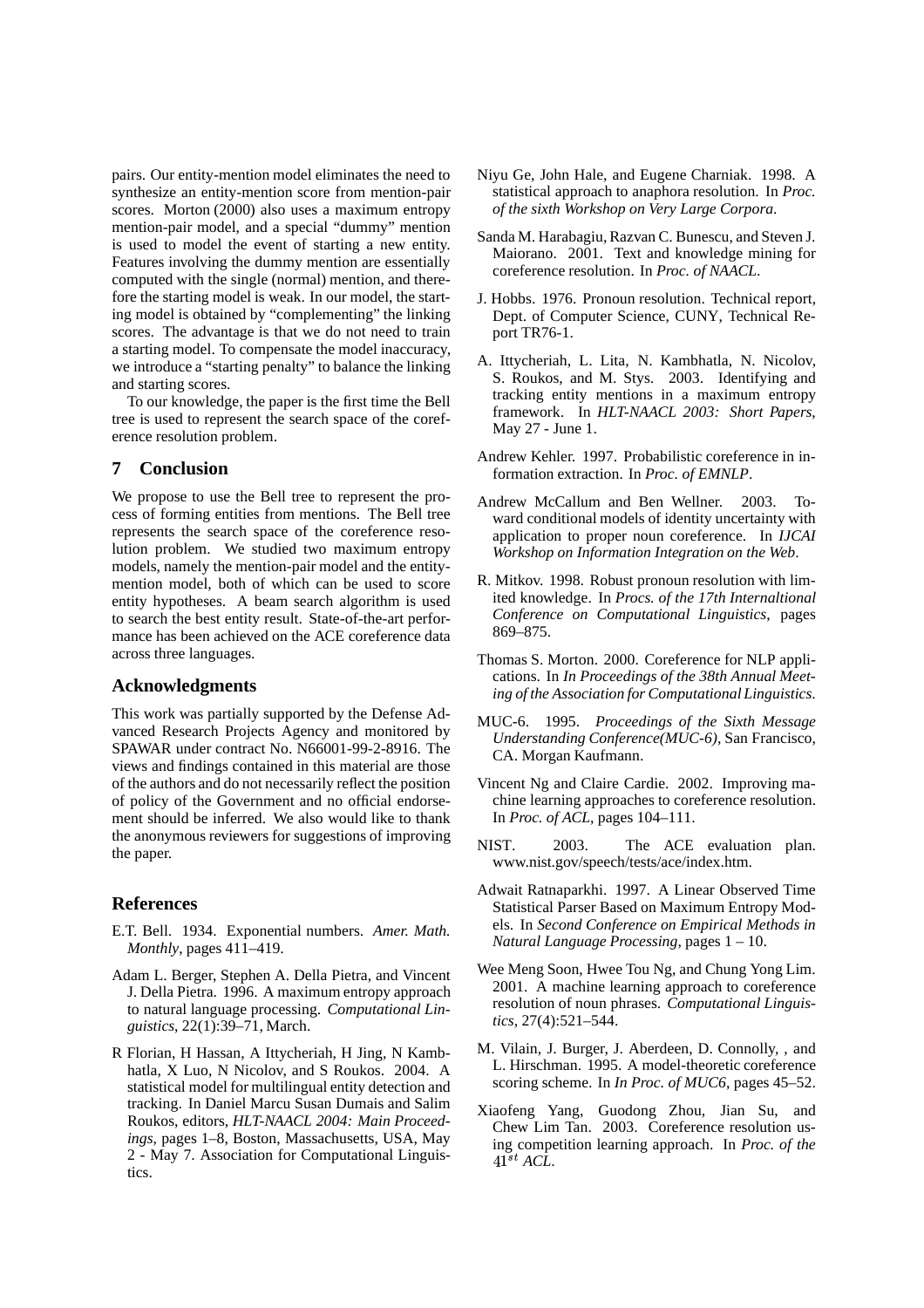pairs. Our entity-mention model eliminates the need to synthesize an entity-mention score from mention-pair scores. Morton (2000) also uses a maximum entropy mention-pair model, and a special "dummy" mention is used to model the event of starting a new entity. Features involving the dummy mention are essentially computed with the single (normal) mention, and therefore the starting model is weak. In our model, the starting model is obtained by "complementing" the linking scores. The advantage is that we do not need to train a starting model. To compensate the model inaccuracy, we introduce a "starting penalty" to balance the linking and starting scores.

To our knowledge, the paper is the first time the Bell tree is used to represent the search space of the coreference resolution problem.

## 7 Conclusion

We propose to use the Bell tree to represent the process of forming entities from mentions. The Bell tree represents the search space of the coreference resolution problem. We studied two maximum entropy models, namely the mention-pair model and the entity-mention model, both of which can be used to score entity hypotheses. A beam search algorithm is used to search the best entity result. State-of-the-art performance has been achieved on the ACE coreference data across three languages.

## Acknowledgments

This work was partially supported by the Defense Advanced Research Projects Agency and monitored by SPAWAR under contract No. N66001-99-2-8916. The views and findings contained in this material are those of the authors and do not necessarily reflect the position of policy of the Government and no official endorsement should be inferred. We also would like to thank the anonymous reviewers for suggestions of improving the paper.

## References

E.T. Bell. 1934. Exponential numbers. *Amer. Math. Monthly*, pages 411–419.

Adam L. Berger, Stephen A. Della Pietra, and Vincent J. Della Pietra. 1996. A maximum entropy approach to natural language processing. *Computational Linguistics*, 22(1):39–71, March.

R Florian, H Hassan, A Ittycheriah, H Jing, N Kambhatla, X Luo, N Nicolov, and S Roukos. 2004. A statistical model for multilingual entity detection and tracking. In Daniel Marcu Susan Dumais and Salim Roukos, editors, *HLT-NAACL 2004: Main Proceedings*, pages 1–8, Boston, Massachusetts, USA, May 2 - May 7. Association for Computational Linguistics.

Niyu Ge, John Hale, and Eugene Charniak. 1998. A statistical approach to anaphora resolution. In *Proc. of the sixth Workshop on Very Large Corpora*.

Sanda M. Harabagiu, Razvan C. Bunescu, and Steven J. Maiorano. 2001. Text and knowledge mining for coreference resolution. In *Proc. of NAACL*.

J. Hobbs. 1976. Pronoun resolution. Technical report, Dept. of Computer Science, CUNY, Technical Report TR76-1.

A. Ittycheriah, L. Lita, N. Kambhatla, N. Nicolov, S. Roukos, and M. Stys. 2003. Identifying and tracking entity mentions in a maximum entropy framework. In *HLT-NAACL 2003: Short Papers*, May 27 - June 1.

Andrew Kehler. 1997. Probabilistic coreference in information extraction. In *Proc. of EMNLP*.

Andrew McCallum and Ben Wellner. 2003. Toward conditional models of identity uncertainty with application to proper noun coreference. In *IJCAI Workshop on Information Integration on the Web*.

R. Mitkov. 1998. Robust pronoun resolution with limited knowledge. In *Procs. of the 17th Internaltional Conference on Computational Linguistics*, pages 869–875.

Thomas S. Morton. 2000. Coreference for NLP applications. In *In Proceedings of the 38th Annual Meeting of the Association for Computational Linguistics*.

MUC-6. 1995. *Proceedings of the Sixth Message Understanding Conference(MUC-6)*, San Francisco, CA. Morgan Kaufmann.

Vincent Ng and Claire Cardie. 2002. Improving machine learning approaches to coreference resolution. In *Proc. of ACL*, pages 104–111.

NIST. 2003. The ACE evaluation plan. www.nist.gov/speech/tests/ace/index.htm.

Adwait Ratnaparkhi. 1997. A Linear Observed Time Statistical Parser Based on Maximum Entropy Models. In *Second Conference on Empirical Methods in Natural Language Processing*, pages 1 – 10.

Wee Meng Soon, Hwee Tou Ng, and Chung Yong Lim. 2001. A machine learning approach to coreference resolution of noun phrases. *Computational Linguistics*, 27(4):521–544.

M. Vilain, J. Burger, J. Aberdeen, D. Connolly, , and L. Hirschman. 1995. A model-theoretic coreference scoring scheme. In *In Proc. of MUC6*, pages 45–52.

Xiaofeng Yang, Guodong Zhou, Jian Su, and Chew Lim Tan. 2003. Coreference resolution using competition learning approach. In *Proc. of the $41^{st}$ ACL*.